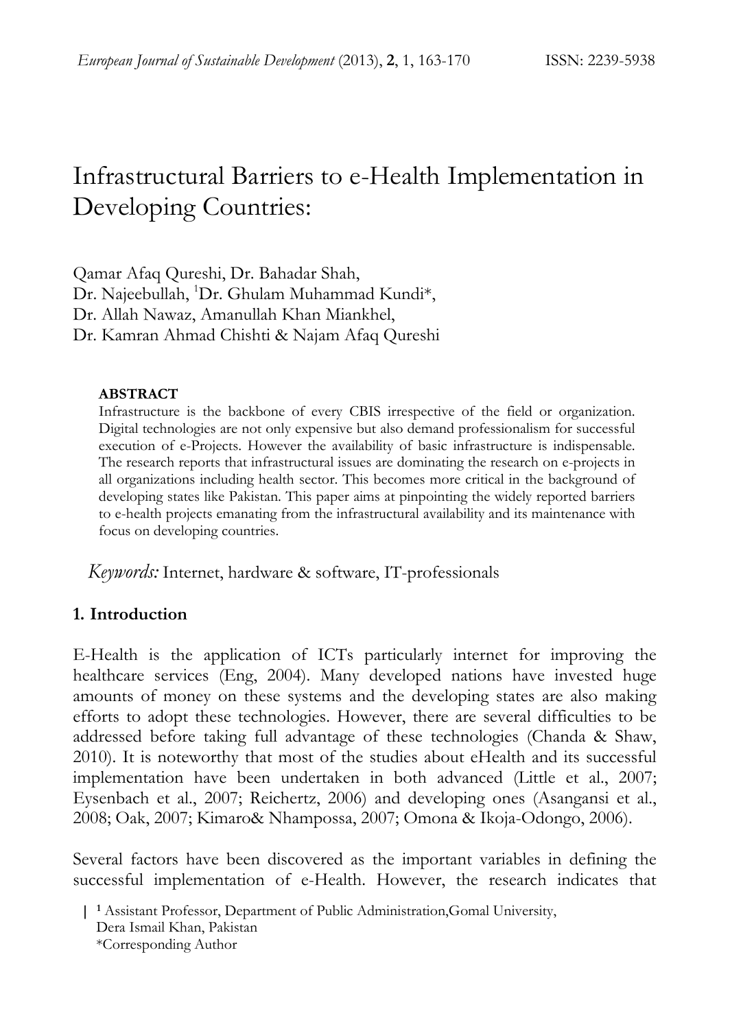# Infrastructural Barriers to e-Health Implementation in Developing Countries:

Qamar Afaq Qureshi, Dr. Bahadar Shah,
Dr. Najeebullah, [1]Dr. Ghulam Muhammad Kundi*,
Dr. Allah Nawaz, Amanullah Khan Miankhel,
Dr. Kamran Ahmad Chishti & Najam Afaq Qureshi

**ABSTRACT**

Infrastructure is the backbone of every CBIS irrespective of the field or organization. Digital technologies are not only expensive but also demand professionalism for successful execution of e-Projects. However the availability of basic infrastructure is indispensable. The research reports that infrastructural issues are dominating the research on e-projects in all organizations including health sector. This becomes more critical in the background of developing states like Pakistan. This paper aims at pinpointing the widely reported barriers to e-health projects emanating from the infrastructural availability and its maintenance with focus on developing countries.

*Keywords:* Internet, hardware & software, IT-professionals

## 1. Introduction

E-Health is the application of ICTs particularly internet for improving the healthcare services (Eng, 2004). Many developed nations have invested huge amounts of money on these systems and the developing states are also making efforts to adopt these technologies. However, there are several difficulties to be addressed before taking full advantage of these technologies (Chanda & Shaw, 2010). It is noteworthy that most of the studies about eHealth and its successful implementation have been undertaken in both advanced (Little et al., 2007; Eysenbach et al., 2007; Reichertz, 2006) and developing ones (Asangansi et al., 2008; Oak, 2007; Kimaro& Nhampossa, 2007; Omona & Ikoja-Odongo, 2006).

Several factors have been discovered as the important variables in defining the successful implementation of e-Health. However, the research indicates that

[1] Assistant Professor, Department of Public Administration,Gomal University, Dera Ismail Khan, Pakistan
*Corresponding Author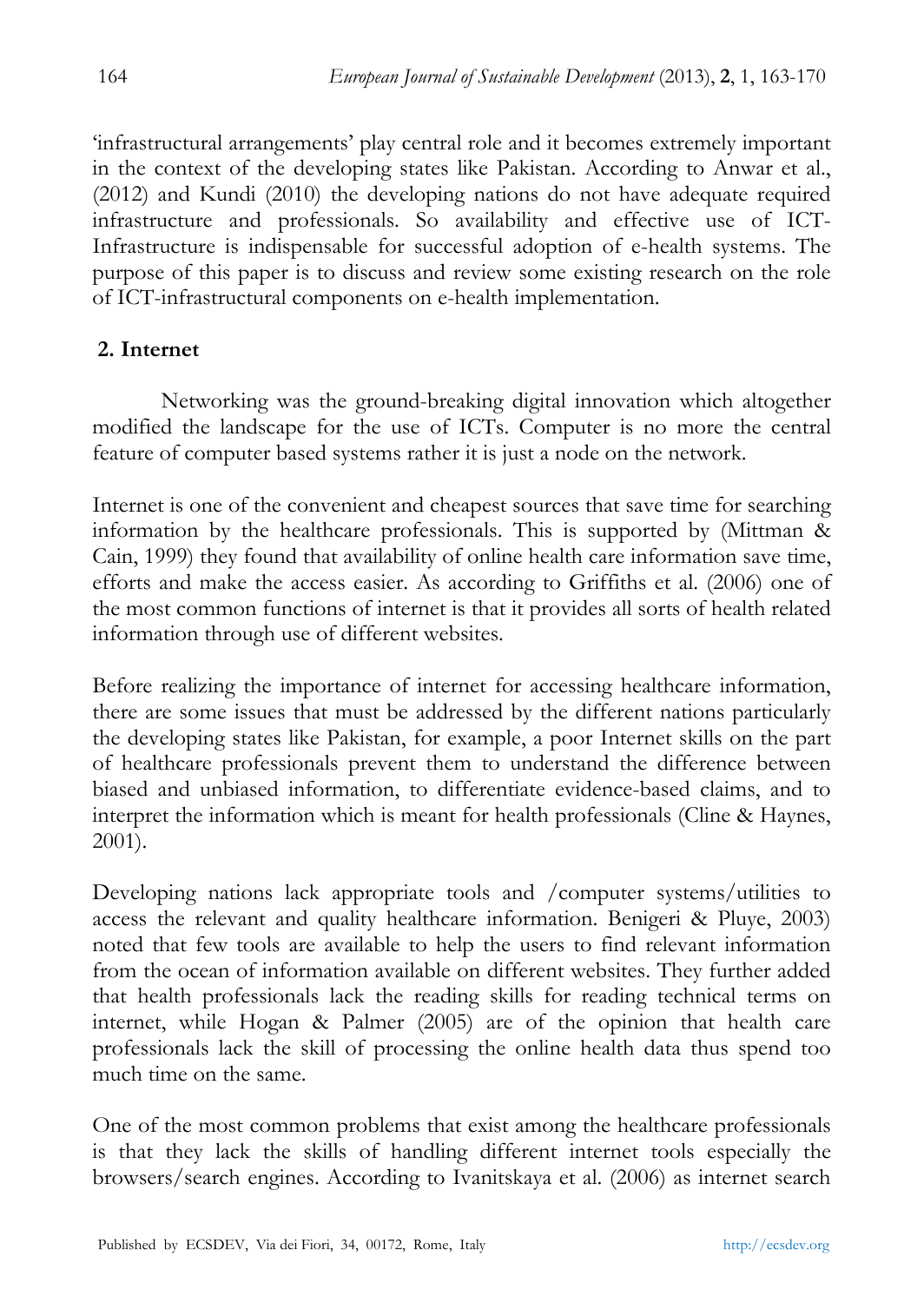'infrastructural arrangements' play central role and it becomes extremely important in the context of the developing states like Pakistan. According to Anwar et al., (2012) and Kundi (2010) the developing nations do not have adequate required infrastructure and professionals. So availability and effective use of ICT-Infrastructure is indispensable for successful adoption of e-health systems. The purpose of this paper is to discuss and review some existing research on the role of ICT-infrastructural components on e-health implementation.

## 2. Internet

Networking was the ground-breaking digital innovation which altogether modified the landscape for the use of ICTs. Computer is no more the central feature of computer based systems rather it is just a node on the network.

Internet is one of the convenient and cheapest sources that save time for searching information by the healthcare professionals. This is supported by (Mittman & Cain, 1999) they found that availability of online health care information save time, efforts and make the access easier. As according to Griffiths et al. (2006) one of the most common functions of internet is that it provides all sorts of health related information through use of different websites.

Before realizing the importance of internet for accessing healthcare information, there are some issues that must be addressed by the different nations particularly the developing states like Pakistan, for example, a poor Internet skills on the part of healthcare professionals prevent them to understand the difference between biased and unbiased information, to differentiate evidence-based claims, and to interpret the information which is meant for health professionals (Cline & Haynes, 2001).

Developing nations lack appropriate tools and /computer systems/utilities to access the relevant and quality healthcare information. Benigeri & Pluye, 2003) noted that few tools are available to help the users to find relevant information from the ocean of information available on different websites. They further added that health professionals lack the reading skills for reading technical terms on internet, while Hogan & Palmer (2005) are of the opinion that health care professionals lack the skill of processing the online health data thus spend too much time on the same.

One of the most common problems that exist among the healthcare professionals is that they lack the skills of handling different internet tools especially the browsers/search engines. According to Ivanitskaya et al. (2006) as internet search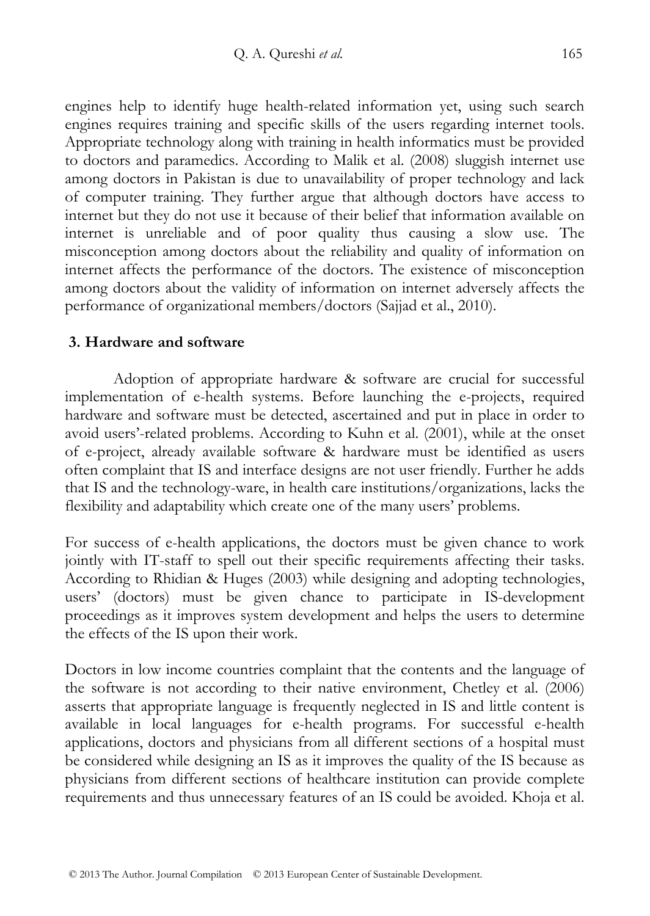engines help to identify huge health-related information yet, using such search engines requires training and specific skills of the users regarding internet tools. Appropriate technology along with training in health informatics must be provided to doctors and paramedics. According to Malik et al. (2008) sluggish internet use among doctors in Pakistan is due to unavailability of proper technology and lack of computer training. They further argue that although doctors have access to internet but they do not use it because of their belief that information available on internet is unreliable and of poor quality thus causing a slow use. The misconception among doctors about the reliability and quality of information on internet affects the performance of the doctors. The existence of misconception among doctors about the validity of information on internet adversely affects the performance of organizational members/doctors (Sajjad et al., 2010).

## 3. Hardware and software

Adoption of appropriate hardware & software are crucial for successful implementation of e-health systems. Before launching the e-projects, required hardware and software must be detected, ascertained and put in place in order to avoid users'-related problems. According to Kuhn et al. (2001), while at the onset of e-project, already available software & hardware must be identified as users often complaint that IS and interface designs are not user friendly. Further he adds that IS and the technology-ware, in health care institutions/organizations, lacks the flexibility and adaptability which create one of the many users' problems.

For success of e-health applications, the doctors must be given chance to work jointly with IT-staff to spell out their specific requirements affecting their tasks. According to Rhidian & Huges (2003) while designing and adopting technologies, users' (doctors) must be given chance to participate in IS-development proceedings as it improves system development and helps the users to determine the effects of the IS upon their work.

Doctors in low income countries complaint that the contents and the language of the software is not according to their native environment, Chetley et al. (2006) asserts that appropriate language is frequently neglected in IS and little content is available in local languages for e-health programs. For successful e-health applications, doctors and physicians from all different sections of a hospital must be considered while designing an IS as it improves the quality of the IS because as physicians from different sections of healthcare institution can provide complete requirements and thus unnecessary features of an IS could be avoided. Khoja et al.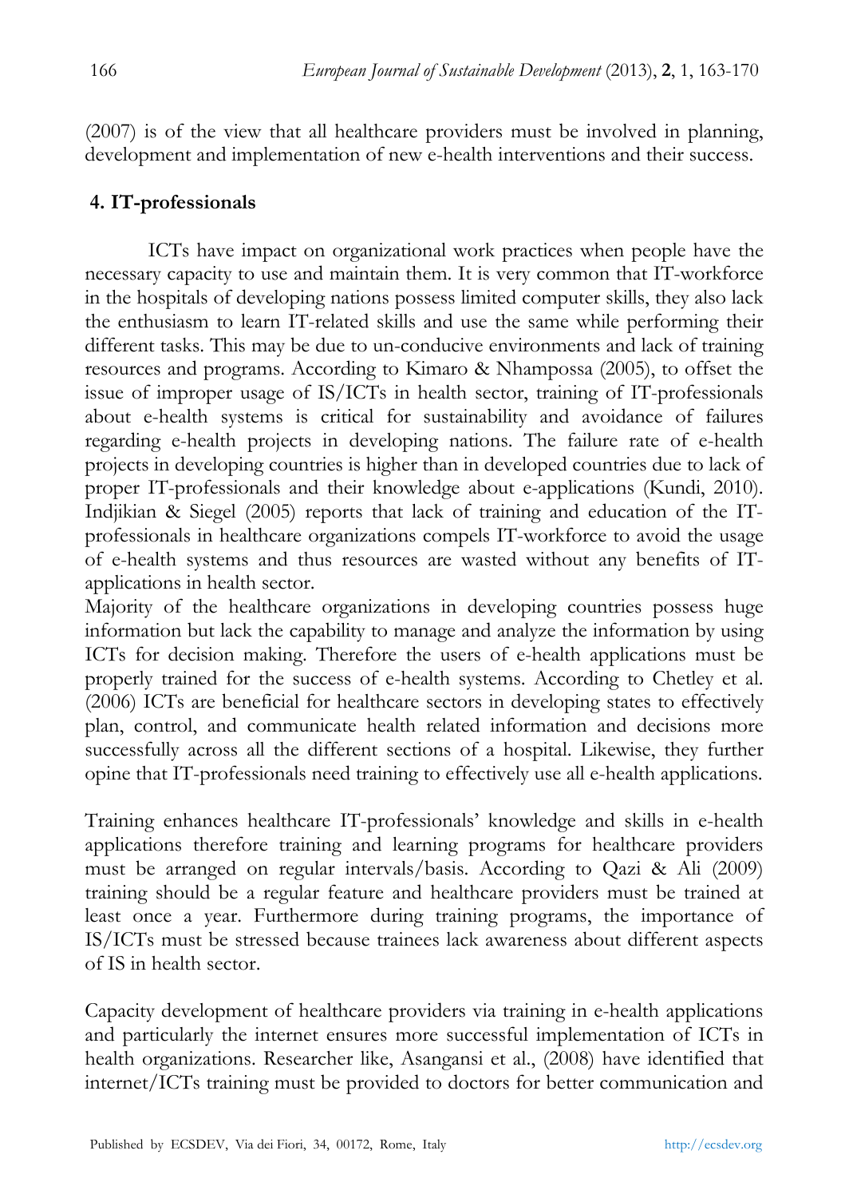(2007) is of the view that all healthcare providers must be involved in planning, development and implementation of new e-health interventions and their success.

## 4. IT-professionals

ICTs have impact on organizational work practices when people have the necessary capacity to use and maintain them. It is very common that IT-workforce in the hospitals of developing nations possess limited computer skills, they also lack the enthusiasm to learn IT-related skills and use the same while performing their different tasks. This may be due to un-conducive environments and lack of training resources and programs. According to Kimaro & Nhampossa (2005), to offset the issue of improper usage of IS/ICTs in health sector, training of IT-professionals about e-health systems is critical for sustainability and avoidance of failures regarding e-health projects in developing nations. The failure rate of e-health projects in developing countries is higher than in developed countries due to lack of proper IT-professionals and their knowledge about e-applications (Kundi, 2010). Indjikian & Siegel (2005) reports that lack of training and education of the IT-professionals in healthcare organizations compels IT-workforce to avoid the usage of e-health systems and thus resources are wasted without any benefits of IT-applications in health sector.

Majority of the healthcare organizations in developing countries possess huge information but lack the capability to manage and analyze the information by using ICTs for decision making. Therefore the users of e-health applications must be properly trained for the success of e-health systems. According to Chetley et al. (2006) ICTs are beneficial for healthcare sectors in developing states to effectively plan, control, and communicate health related information and decisions more successfully across all the different sections of a hospital. Likewise, they further opine that IT-professionals need training to effectively use all e-health applications.

Training enhances healthcare IT-professionals' knowledge and skills in e-health applications therefore training and learning programs for healthcare providers must be arranged on regular intervals/basis. According to Qazi & Ali (2009) training should be a regular feature and healthcare providers must be trained at least once a year. Furthermore during training programs, the importance of IS/ICTs must be stressed because trainees lack awareness about different aspects of IS in health sector.

Capacity development of healthcare providers via training in e-health applications and particularly the internet ensures more successful implementation of ICTs in health organizations. Researcher like, Asangansi et al., (2008) have identified that internet/ICTs training must be provided to doctors for better communication and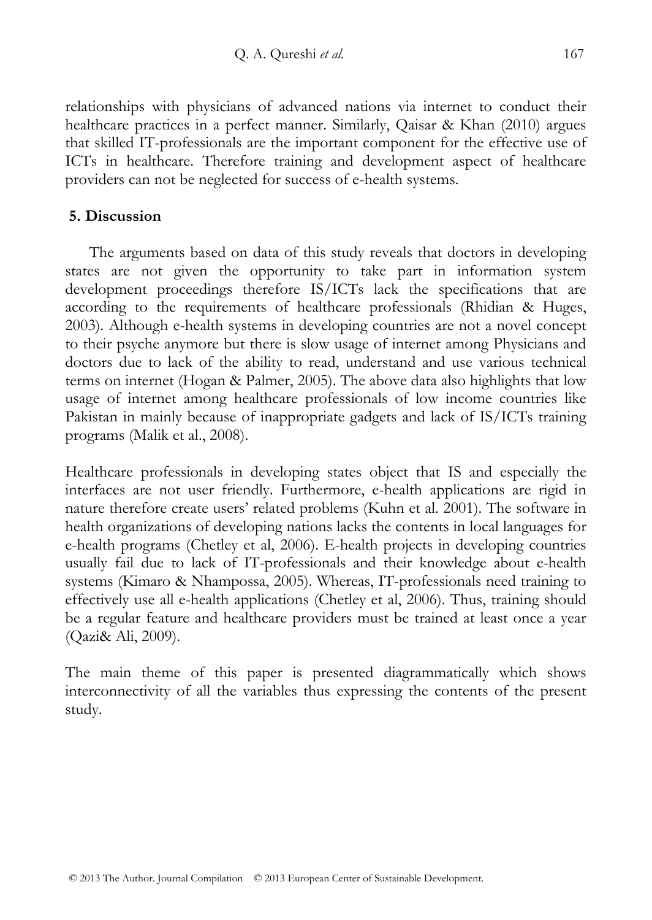relationships with physicians of advanced nations via internet to conduct their healthcare practices in a perfect manner. Similarly, Qaisar & Khan (2010) argues that skilled IT-professionals are the important component for the effective use of ICTs in healthcare. Therefore training and development aspect of healthcare providers can not be neglected for success of e-health systems.

## 5. Discussion

The arguments based on data of this study reveals that doctors in developing states are not given the opportunity to take part in information system development proceedings therefore IS/ICTs lack the specifications that are according to the requirements of healthcare professionals (Rhidian & Huges, 2003). Although e-health systems in developing countries are not a novel concept to their psyche anymore but there is slow usage of internet among Physicians and doctors due to lack of the ability to read, understand and use various technical terms on internet (Hogan & Palmer, 2005). The above data also highlights that low usage of internet among healthcare professionals of low income countries like Pakistan in mainly because of inappropriate gadgets and lack of IS/ICTs training programs (Malik et al., 2008).

Healthcare professionals in developing states object that IS and especially the interfaces are not user friendly. Furthermore, e-health applications are rigid in nature therefore create users' related problems (Kuhn et al. 2001). The software in health organizations of developing nations lacks the contents in local languages for e-health programs (Chetley et al, 2006). E-health projects in developing countries usually fail due to lack of IT-professionals and their knowledge about e-health systems (Kimaro & Nhampossa, 2005). Whereas, IT-professionals need training to effectively use all e-health applications (Chetley et al, 2006). Thus, training should be a regular feature and healthcare providers must be trained at least once a year (Qazi& Ali, 2009).

The main theme of this paper is presented diagrammatically which shows interconnectivity of all the variables thus expressing the contents of the present study.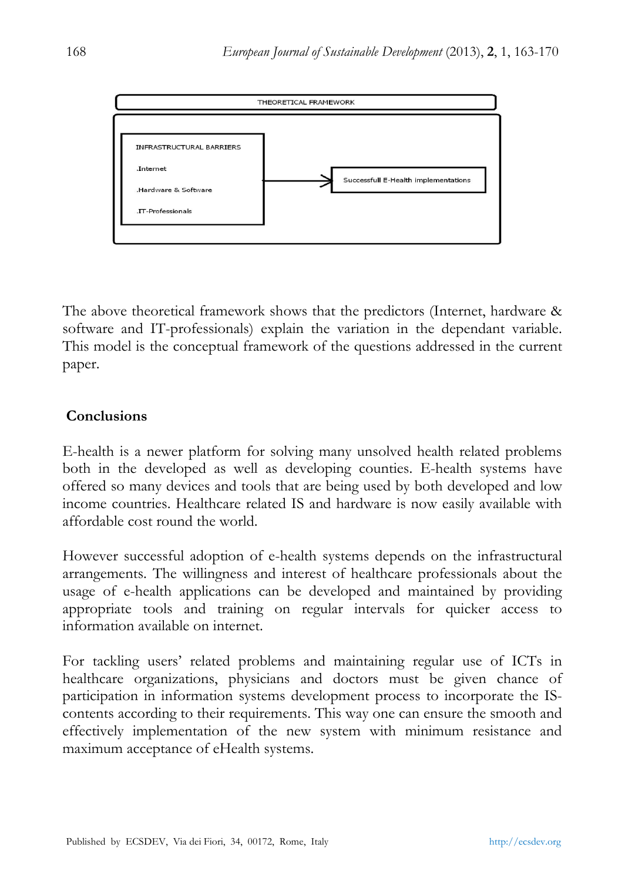THEORETICAL FRAMEWORK

INFRASTRUCTURAL BARRIERS

.Internet

.Hardware & Software

.IT-Professionals

Successfull E-Health implementations

The above theoretical framework shows that the predictors (Internet, hardware & software and IT-professionals) explain the variation in the dependant variable. This model is the conceptual framework of the questions addressed in the current paper.

## Conclusions

E-health is a newer platform for solving many unsolved health related problems both in the developed as well as developing counties. E-health systems have offered so many devices and tools that are being used by both developed and low income countries. Healthcare related IS and hardware is now easily available with affordable cost round the world.

However successful adoption of e-health systems depends on the infrastructural arrangements. The willingness and interest of healthcare professionals about the usage of e-health applications can be developed and maintained by providing appropriate tools and training on regular intervals for quicker access to information available on internet.

For tackling users' related problems and maintaining regular use of ICTs in healthcare organizations, physicians and doctors must be given chance of participation in information systems development process to incorporate the IS-contents according to their requirements. This way one can ensure the smooth and effectively implementation of the new system with minimum resistance and maximum acceptance of eHealth systems.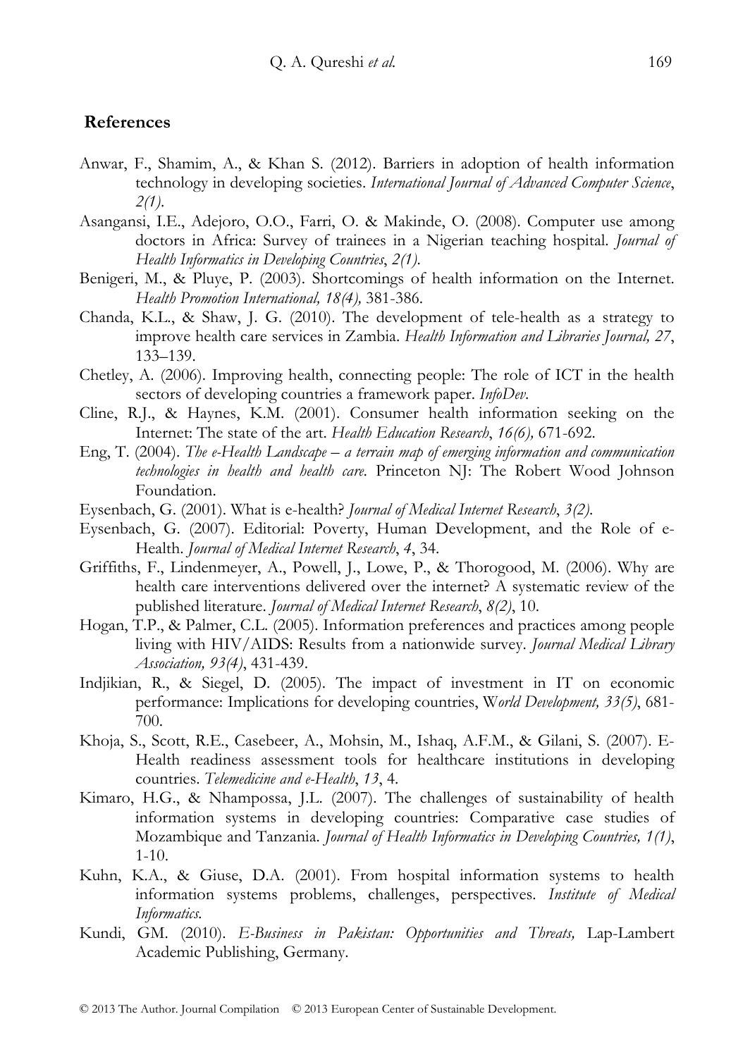## References

Anwar, F., Shamim, A., & Khan S. (2012). Barriers in adoption of health information technology in developing societies. *International Journal of Advanced Computer Science*, *2(1)*.

Asangansi, I.E., Adejoro, O.O., Farri, O. & Makinde, O. (2008). Computer use among doctors in Africa: Survey of trainees in a Nigerian teaching hospital. *Journal of Health Informatics in Developing Countries*, *2(1)*.

Benigeri, M., & Pluye, P. (2003). Shortcomings of health information on the Internet. *Health Promotion International, 18(4),* 381-386.

Chanda, K.L., & Shaw, J. G. (2010). The development of tele-health as a strategy to improve health care services in Zambia. *Health Information and Libraries Journal, 27*, 133–139.

Chetley, A. (2006). Improving health, connecting people: The role of ICT in the health sectors of developing countries a framework paper. *InfoDev.*

Cline, R.J., & Haynes, K.M. (2001). Consumer health information seeking on the Internet: The state of the art. *Health Education Research*, *16(6),* 671-692.

Eng, T. (2004). *The e-Health Landscape – a terrain map of emerging information and communication technologies in health and health care*. Princeton NJ: The Robert Wood Johnson Foundation.

Eysenbach, G. (2001). What is e-health? *Journal of Medical Internet Research*, *3(2)*.

Eysenbach, G. (2007). Editorial: Poverty, Human Development, and the Role of e-Health. *Journal of Medical Internet Research*, *4*, 34.

Griffiths, F., Lindenmeyer, A., Powell, J., Lowe, P., & Thorogood, M. (2006). Why are health care interventions delivered over the internet? A systematic review of the published literature. *Journal of Medical Internet Research*, *8(2)*, 10.

Hogan, T.P., & Palmer, C.L. (2005). Information preferences and practices among people living with HIV/AIDS: Results from a nationwide survey. *Journal Medical Library Association, 93(4)*, 431-439.

Indjikian, R., & Siegel, D. (2005). The impact of investment in IT on economic performance: Implications for developing countries, W*orld Development, 33(5)*, 681-700.

Khoja, S., Scott, R.E., Casebeer, A., Mohsin, M., Ishaq, A.F.M., & Gilani, S. (2007). E-Health readiness assessment tools for healthcare institutions in developing countries. *Telemedicine and e-Health*, *13*, 4.

Kimaro, H.G., & Nhampossa, J.L. (2007). The challenges of sustainability of health information systems in developing countries: Comparative case studies of Mozambique and Tanzania. *Journal of Health Informatics in Developing Countries, 1(1)*, 1-10.

Kuhn, K.A., & Giuse, D.A. (2001). From hospital information systems to health information systems problems, challenges, perspectives. *Institute of Medical Informatics.*

Kundi, GM. (2010). *E-Business in Pakistan: Opportunities and Threats,* Lap-Lambert Academic Publishing, Germany.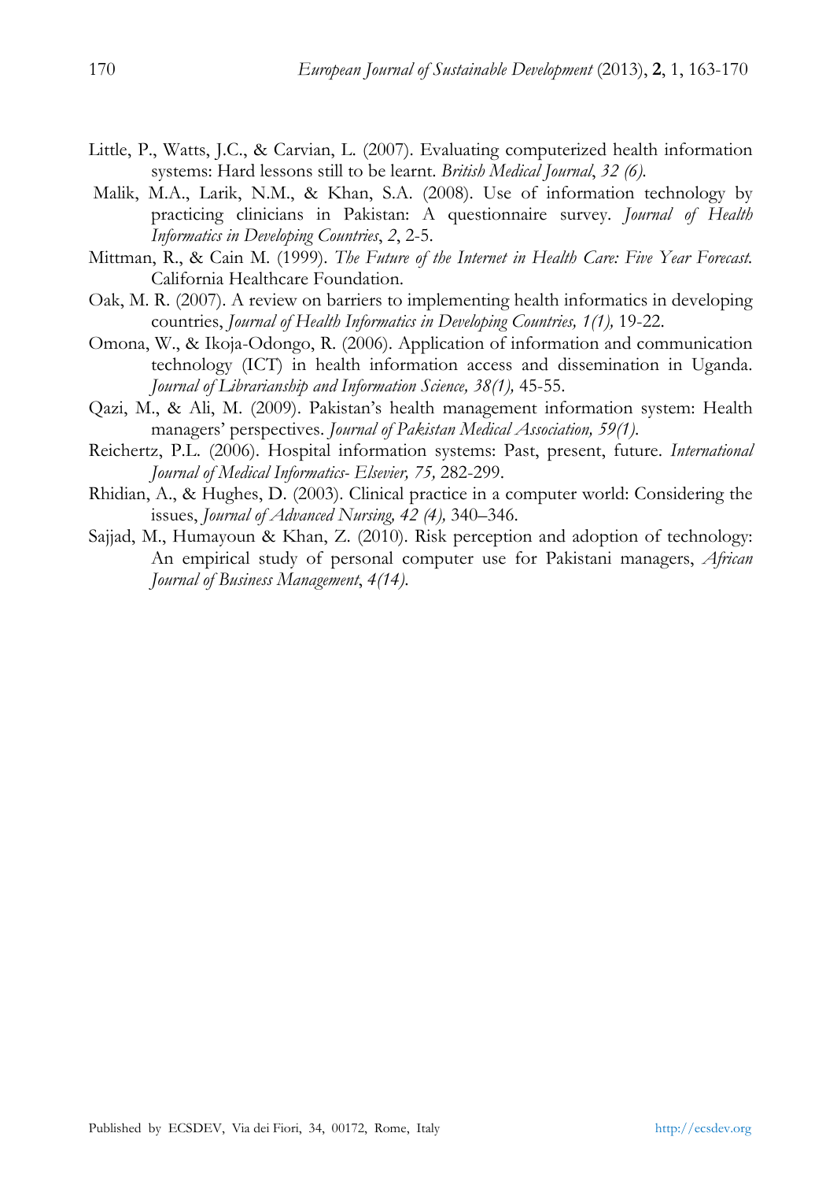Little, P., Watts, J.C., & Carvian, L. (2007). Evaluating computerized health information systems: Hard lessons still to be learnt. *British Medical Journal*, *32 (6).*

Malik, M.A., Larik, N.M., & Khan, S.A. (2008). Use of information technology by practicing clinicians in Pakistan: A questionnaire survey. *Journal of Health Informatics in Developing Countries*, *2*, 2-5.

Mittman, R., & Cain M. (1999). *The Future of the Internet in Health Care: Five Year Forecast.* California Healthcare Foundation.

Oak, M. R. (2007). A review on barriers to implementing health informatics in developing countries, *Journal of Health Informatics in Developing Countries, 1(1),* 19-22.

Omona, W., & Ikoja-Odongo, R. (2006). Application of information and communication technology (ICT) in health information access and dissemination in Uganda. *Journal of Librarianship and Information Science, 38(1),* 45-55.

Qazi, M., & Ali, M. (2009). Pakistan's health management information system: Health managers' perspectives. *Journal of Pakistan Medical Association, 59(1).*

Reichertz, P.L. (2006). Hospital information systems: Past, present, future. *International Journal of Medical Informatics- Elsevier, 75,* 282-299.

Rhidian, A., & Hughes, D. (2003). Clinical practice in a computer world: Considering the issues, *Journal of Advanced Nursing, 42 (4),* 340–346.

Sajjad, M., Humayoun & Khan, Z. (2010). Risk perception and adoption of technology: An empirical study of personal computer use for Pakistani managers, *African Journal of Business Management*, *4(14).*